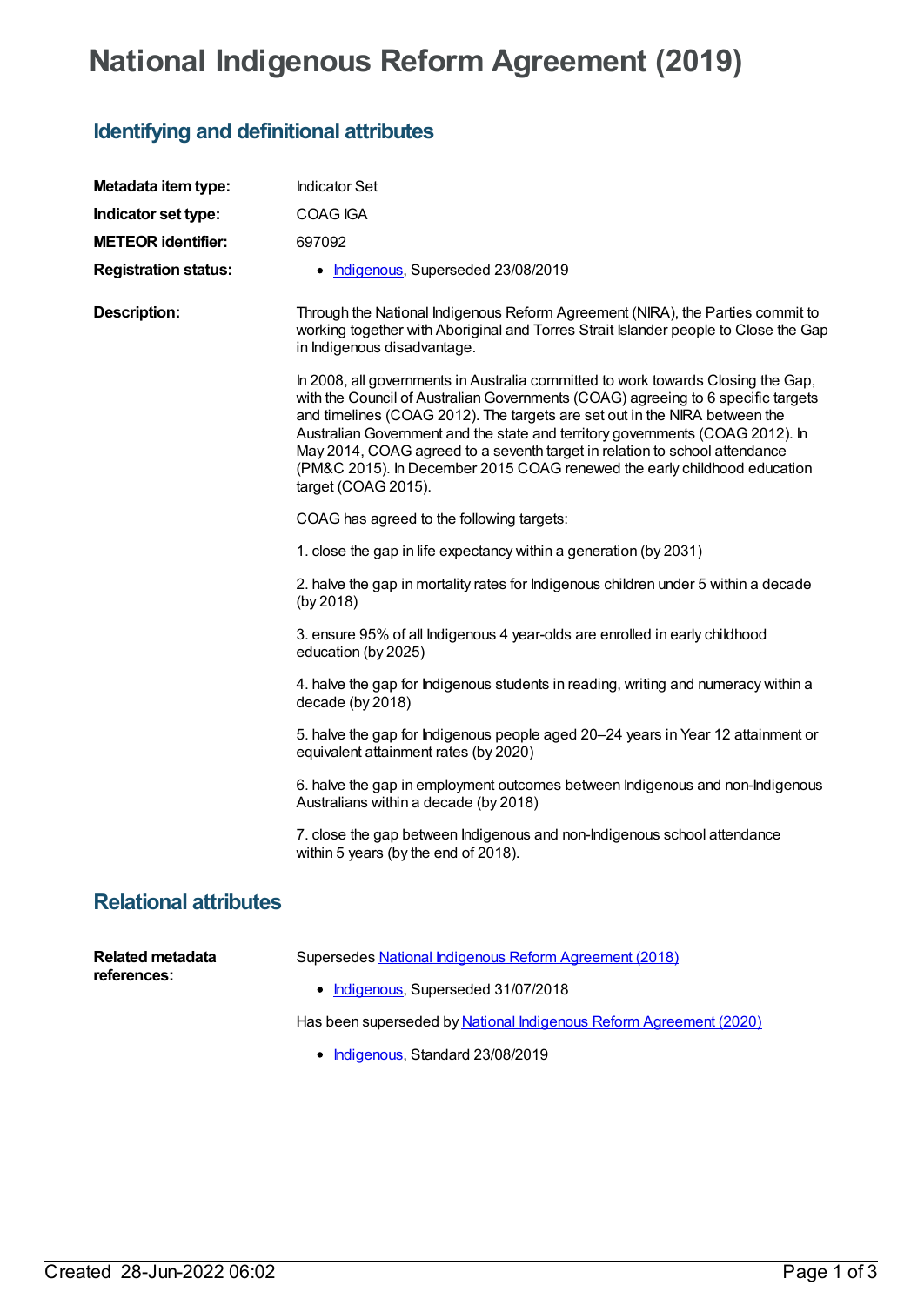# National Indigenous Reform Agreement (2019)

## Identifying and definitional attributes

**Metadata item type:** Indicator Set

**Indicator set type:** COAG IGA

**METEOR identifier:** 697092

**Registration status:**

- Indigenous, Superseded 23/08/2019

**Description:**

Through the National Indigenous Reform Agreement (NIRA), the Parties commit to working together with Aboriginal and Torres Strait Islander people to Close the Gap in Indigenous disadvantage.

In 2008, all governments in Australia committed to work towards Closing the Gap, with the Council of Australian Governments (COAG) agreeing to 6 specific targets and timelines (COAG 2012). The targets are set out in the NIRA between the Australian Government and the state and territory governments (COAG 2012). In May 2014, COAG agreed to a seventh target in relation to school attendance (PM&C 2015). In December 2015 COAG renewed the early childhood education target (COAG 2015).

COAG has agreed to the following targets:

1. close the gap in life expectancy within a generation (by 2031)

2. halve the gap in mortality rates for Indigenous children under 5 within a decade (by 2018)

3. ensure 95% of all Indigenous 4 year-olds are enrolled in early childhood education (by 2025)

4. halve the gap for Indigenous students in reading, writing and numeracy within a decade (by 2018)

5. halve the gap for Indigenous people aged 20–24 years in Year 12 attainment or equivalent attainment rates (by 2020)

6. halve the gap in employment outcomes between Indigenous and non-Indigenous Australians within a decade (by 2018)

7. close the gap between Indigenous and non-Indigenous school attendance within 5 years (by the end of 2018).

## Relational attributes

**Related metadata references:**

Supersedes National Indigenous Reform Agreement (2018)

- Indigenous, Superseded 31/07/2018

Has been superseded by National Indigenous Reform Agreement (2020)

- Indigenous, Standard 23/08/2019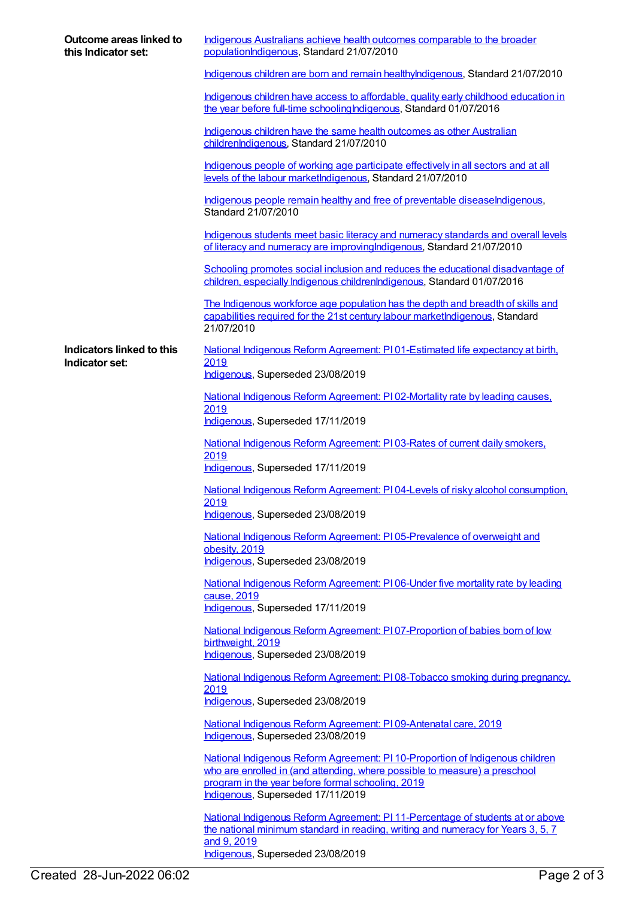**Outcome areas linked to this Indicator set:**

Indigenous Australians achieve health outcomes comparable to the broader populationIndigenous, Standard 21/07/2010

Indigenous children are born and remain healthyIndigenous, Standard 21/07/2010

Indigenous children have access to affordable, quality early childhood education in the year before full-time schoolingIndigenous, Standard 01/07/2016

Indigenous children have the same health outcomes as other Australian childrenIndigenous, Standard 21/07/2010

Indigenous people of working age participate effectively in all sectors and at all levels of the labour marketIndigenous, Standard 21/07/2010

Indigenous people remain healthy and free of preventable diseaseIndigenous, Standard 21/07/2010

Indigenous students meet basic literacy and numeracy standards and overall levels of literacy and numeracy are improvingIndigenous, Standard 21/07/2010

Schooling promotes social inclusion and reduces the educational disadvantage of children, especially Indigenous childrenIndigenous, Standard 01/07/2016

The Indigenous workforce age population has the depth and breadth of skills and capabilities required for the 21st century labour marketIndigenous, Standard 21/07/2010

**Indicators linked to this Indicator set:**

National Indigenous Reform Agreement: PI 01-Estimated life expectancy at birth, 2019
Indigenous, Superseded 23/08/2019

National Indigenous Reform Agreement: PI 02-Mortality rate by leading causes, 2019
Indigenous, Superseded 17/11/2019

National Indigenous Reform Agreement: PI 03-Rates of current daily smokers, 2019
Indigenous, Superseded 17/11/2019

National Indigenous Reform Agreement: PI 04-Levels of risky alcohol consumption, 2019
Indigenous, Superseded 23/08/2019

National Indigenous Reform Agreement: PI 05-Prevalence of overweight and obesity, 2019
Indigenous, Superseded 23/08/2019

National Indigenous Reform Agreement: PI 06-Under five mortality rate by leading cause, 2019
Indigenous, Superseded 17/11/2019

National Indigenous Reform Agreement: PI 07-Proportion of babies born of low birthweight, 2019
Indigenous, Superseded 23/08/2019

National Indigenous Reform Agreement: PI 08-Tobacco smoking during pregnancy, 2019
Indigenous, Superseded 23/08/2019

National Indigenous Reform Agreement: PI 09-Antenatal care, 2019
Indigenous, Superseded 23/08/2019

National Indigenous Reform Agreement: PI 10-Proportion of Indigenous children who are enrolled in (and attending, where possible to measure) a preschool program in the year before formal schooling, 2019
Indigenous, Superseded 17/11/2019

National Indigenous Reform Agreement: PI 11-Percentage of students at or above the national minimum standard in reading, writing and numeracy for Years 3, 5, 7 and 9, 2019
Indigenous, Superseded 23/08/2019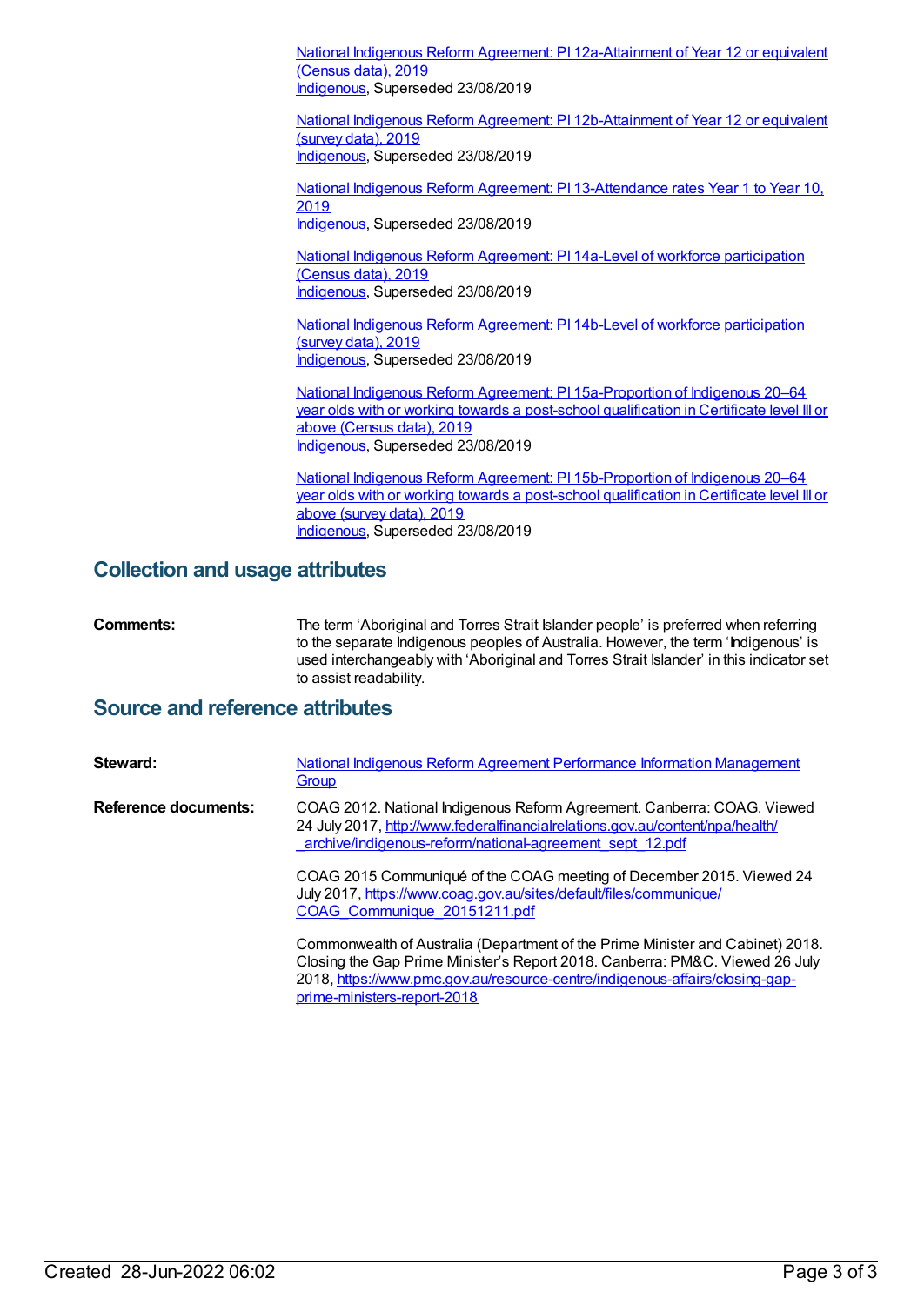National Indigenous Reform Agreement: PI 12a-Attainment of Year 12 or equivalent (Census data), 2019
Indigenous, Superseded 23/08/2019

National Indigenous Reform Agreement: PI 12b-Attainment of Year 12 or equivalent (survey data), 2019
Indigenous, Superseded 23/08/2019

National Indigenous Reform Agreement: PI 13-Attendance rates Year 1 to Year 10, 2019
Indigenous, Superseded 23/08/2019

National Indigenous Reform Agreement: PI 14a-Level of workforce participation (Census data), 2019
Indigenous, Superseded 23/08/2019

National Indigenous Reform Agreement: PI 14b-Level of workforce participation (survey data), 2019
Indigenous, Superseded 23/08/2019

National Indigenous Reform Agreement: PI 15a-Proportion of Indigenous 20–64 year olds with or working towards a post-school qualification in Certificate level III or above (Census data), 2019
Indigenous, Superseded 23/08/2019

National Indigenous Reform Agreement: PI 15b-Proportion of Indigenous 20–64 year olds with or working towards a post-school qualification in Certificate level III or above (survey data), 2019
Indigenous, Superseded 23/08/2019

## Collection and usage attributes

**Comments:** The term 'Aboriginal and Torres Strait Islander people' is preferred when referring to the separate Indigenous peoples of Australia. However, the term 'Indigenous' is used interchangeably with 'Aboriginal and Torres Strait Islander' in this indicator set to assist readability.

## Source and reference attributes

**Steward:** National Indigenous Reform Agreement Performance Information Management Group

**Reference documents:** COAG 2012. National Indigenous Reform Agreement. Canberra: COAG. Viewed 24 July 2017, http://www.federalfinancialrelations.gov.au/content/npa/health/_archive/indigenous-reform/national-agreement_sept_12.pdf

COAG 2015 Communiqué of the COAG meeting of December 2015. Viewed 24 July 2017, https://www.coag.gov.au/sites/default/files/communique/COAG_Communique_20151211.pdf

Commonwealth of Australia (Department of the Prime Minister and Cabinet) 2018. Closing the Gap Prime Minister's Report 2018. Canberra: PM&C. Viewed 26 July 2018, https://www.pmc.gov.au/resource-centre/indigenous-affairs/closing-gap-prime-ministers-report-2018